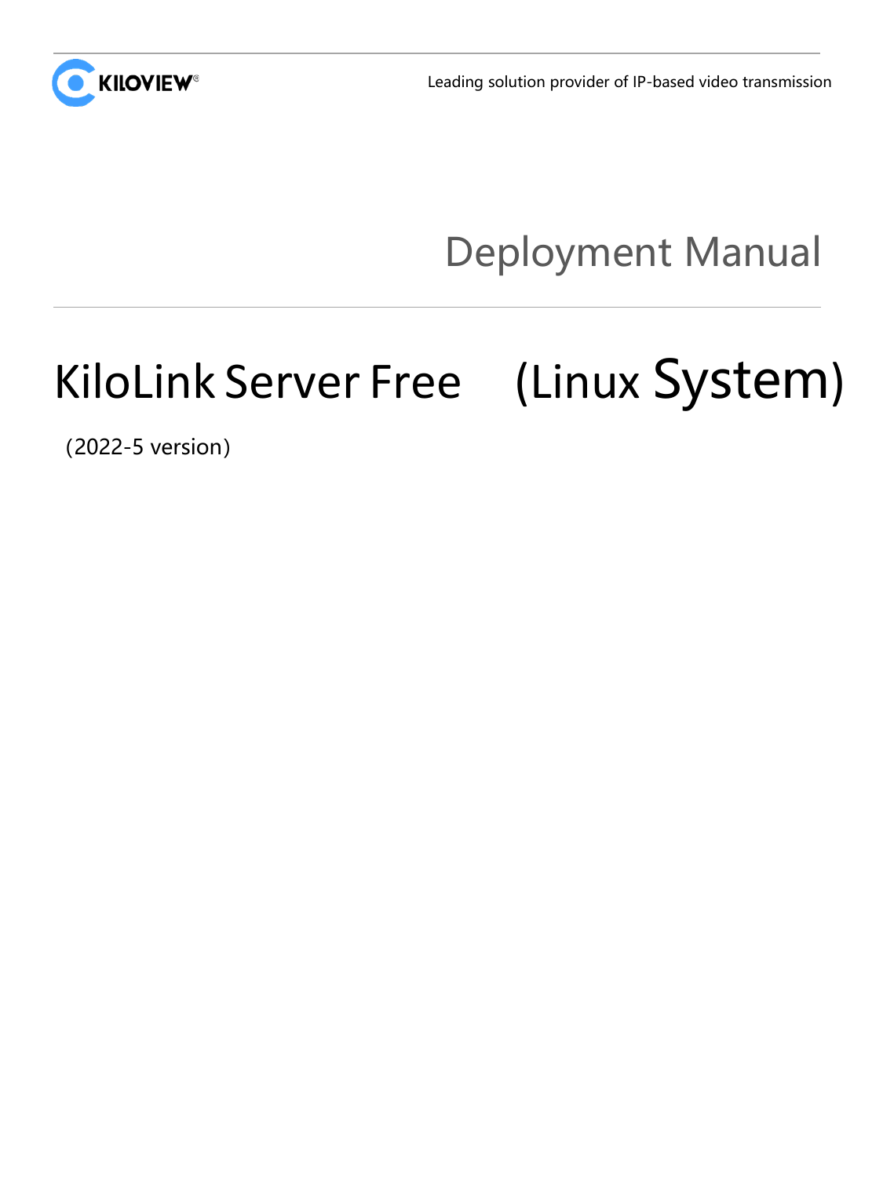Leading solution provider of IP-based video transmission

# Deployment Manual

# KiloLink Server Free (Linux System)

(2022-5 version)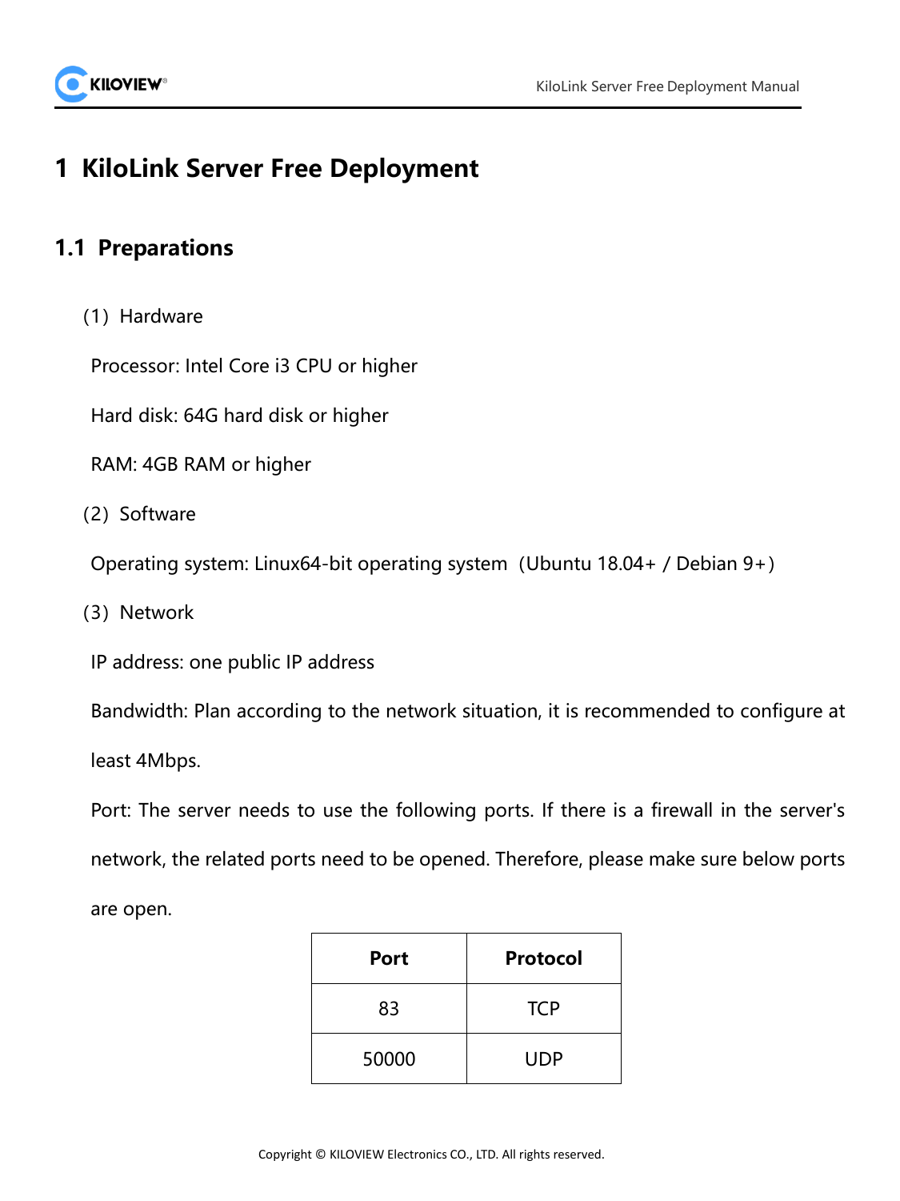# 1 KiloLink Server Free Deployment

## 1.1 Preparations

（1）Hardware

Processor: Intel Core i3 CPU or higher

Hard disk: 64G hard disk or higher

RAM: 4GB RAM or higher

（2）Software

Operating system: Linux64-bit operating system（Ubuntu 18.04+ / Debian 9+）

（3）Network

IP address: one public IP address

Bandwidth: Plan according to the network situation, it is recommended to configure at least 4Mbps.

Port: The server needs to use the following ports. If there is a firewall in the server's network, the related ports need to be opened. Therefore, please make sure below ports are open.

| Port | Protocol |
| --- | --- |
| 83 | TCP |
| 50000 | UDP |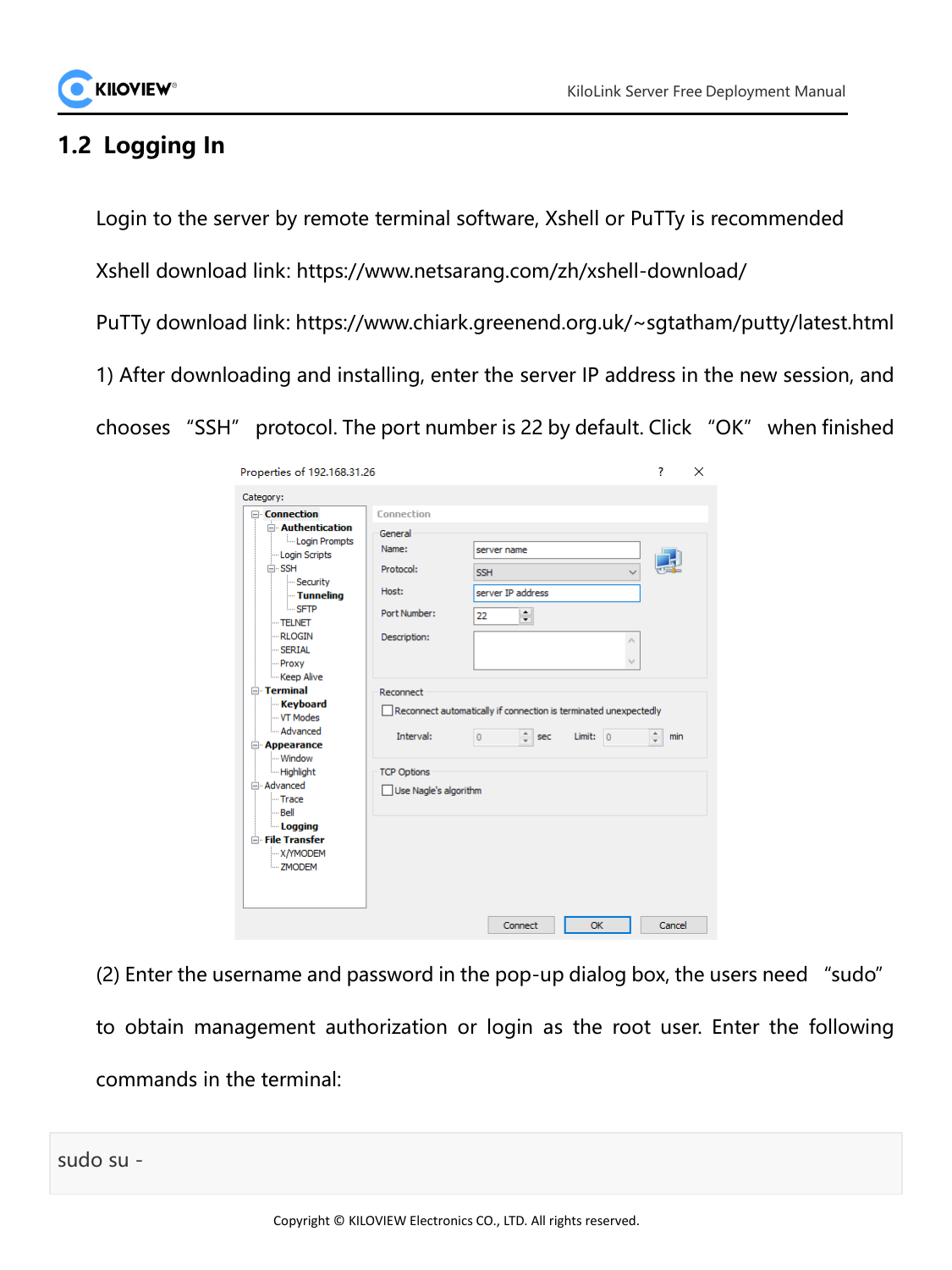## 1.2 Logging In

Login to the server by remote terminal software, Xshell or PuTTy is recommended

Xshell download link: https://www.netsarang.com/zh/xshell-download/

PuTTy download link: https://www.chiark.greenend.org.uk/~sgtatham/putty/latest.html

1) After downloading and installing, enter the server IP address in the new session, and chooses "SSH" protocol. The port number is 22 by default. Click "OK" when finished

(2) Enter the username and password in the pop-up dialog box, the users need "sudo" to obtain management authorization or login as the root user. Enter the following commands in the terminal:

```
sudo su -
```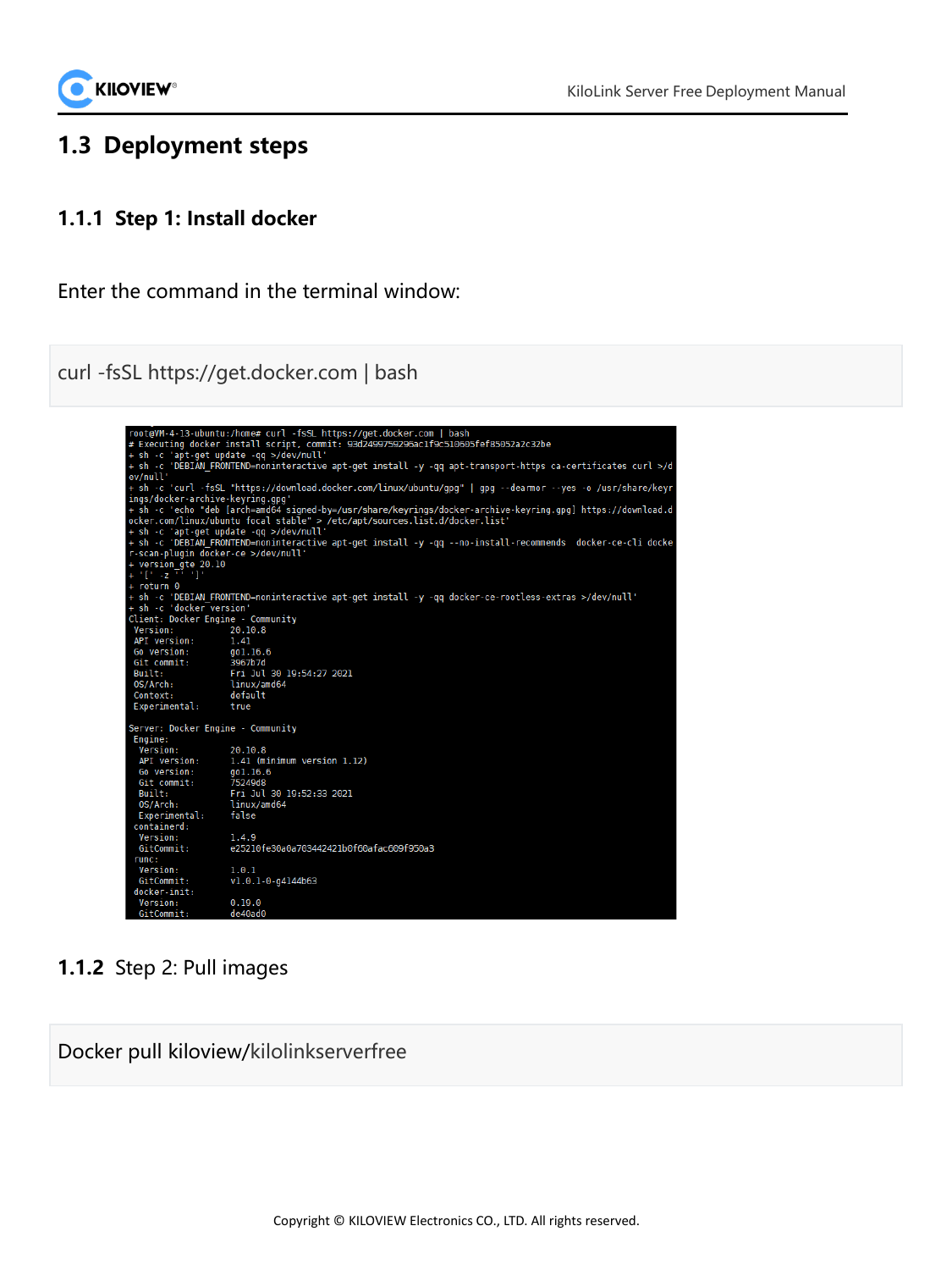## 1.3 Deployment steps

### 1.1.1 Step 1: Install docker

Enter the command in the terminal window:

```
curl -fsSL https://get.docker.com | bash
```

```
root@VM-4-13-ubuntu:/home# curl -fsSL https://get.docker.com | bash
# Executing docker install script, commit: 93d2499759296ac1f9c510605fef85052a2c32be
+ sh -c 'apt-get update -qq >/dev/null'
+ sh -c 'DEBIAN_FRONTEND=noninteractive apt-get install -y -qq apt-transport-https ca-certificates curl >/dev/null'
+ sh -c 'curl -fsSL "https://download.docker.com/linux/ubuntu/gpg" | gpg --dearmor --yes -o /usr/share/keyrings/docker-archive-keyring.gpg'
+ sh -c 'echo "deb [arch=amd64 signed-by=/usr/share/keyrings/docker-archive-keyring.gpg] https://download.docker.com/linux/ubuntu focal stable" > /etc/apt/sources.list.d/docker.list'
+ sh -c 'apt-get update -qq >/dev/null'
+ sh -c 'DEBIAN_FRONTEND=noninteractive apt-get install -y -qq --no-install-recommends  docker-ce-cli docker-scan-plugin docker-ce >/dev/null'
+ version_gte 20.10
+ '[' -z '' ']'
+ return 0
+ sh -c 'DEBIAN_FRONTEND=noninteractive apt-get install -y -qq docker-ce-rootless-extras >/dev/null'
+ sh -c 'docker version'
Client: Docker Engine - Community
 Version:           20.10.8
 API version:       1.41
 Go version:        go1.16.6
 Git commit:        3967b7d
 Built:             Fri Jul 30 19:54:27 2021
 OS/Arch:           linux/amd64
 Context:           default
 Experimental:      true

Server: Docker Engine - Community
 Engine:
  Version:          20.10.8
  API version:      1.41 (minimum version 1.12)
  Go version:       go1.16.6
  Git commit:       75249d8
  Built:            Fri Jul 30 19:52:33 2021
  OS/Arch:          linux/amd64
  Experimental:     false
 containerd:
  Version:          1.4.9
  GitCommit:        e25210fe30a0a703442421b0f60afac609f950a3
 runc:
  Version:          1.0.1
  GitCommit:        v1.0.1-0-g4144b63
 docker-init:
  Version:          0.19.0
  GitCommit:        de40ad0
```

### 1.1.2 Step 2: Pull images

```
Docker pull kiloview/kilolinkserverfree
```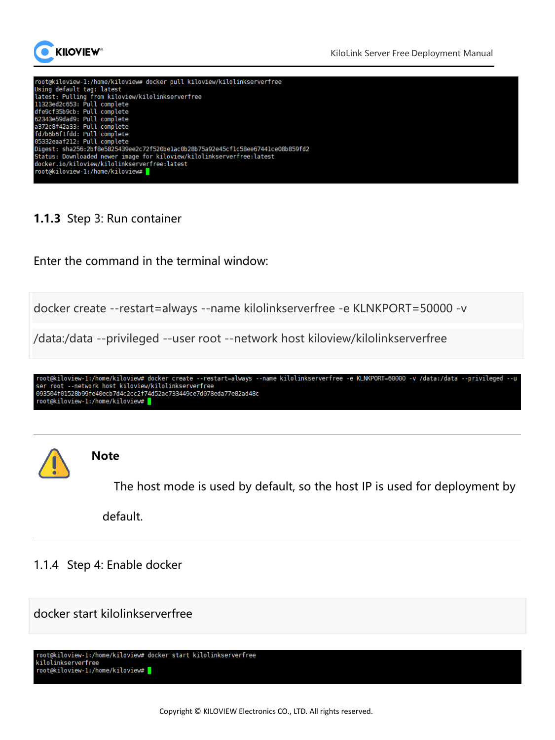```
root@kiloview-1:/home/kiloview# docker pull kiloview/kilolinkserverfree
Using default tag: latest
latest: Pulling from kiloview/kilolinkserverfree
11323ed2c653: Pull complete
dfe9cf35b9cb: Pull complete
62343e59dad9: Pull complete
a372c8f42a33: Pull complete
fd7b6b6f1fdd: Pull complete
05332eaaf212: Pull complete
Digest: sha256:2bf8e5825439ee2c72f520be1ac0b28b75a92e45cf1c58ee67441ce08b859fd2
Status: Downloaded newer image for kiloview/kilolinkserverfree:latest
docker.io/kiloview/kilolinkserverfree:latest
root@kiloview-1:/home/kiloview#
```

### 1.1.3 Step 3: Run container

Enter the command in the terminal window:

```
docker create --restart=always --name kilolinkserverfree -e KLNKPORT=50000 -v
/data:/data --privileged --user root --network host kiloview/kilolinkserverfree
```

```
root@kiloview-1:/home/kiloview# docker create --restart=always --name kilolinkserverfree -e KLNKPORT=60000 -v /data:/data --privileged --u
ser root --network host kiloview/kilolinkserverfree
093504f01528b99fe40ecb7d4c2cc2f74d52ac733449ce7d078eda77e82ad48c
root@kiloview-1:/home/kiloview#
```

**Note**

The host mode is used by default, so the host IP is used for deployment by default.

### 1.1.4 Step 4: Enable docker

```
docker start kilolinkserverfree
```

```
root@kiloview-1:/home/kiloview# docker start kilolinkserverfree
kilolinkserverfree
root@kiloview-1:/home/kiloview#
```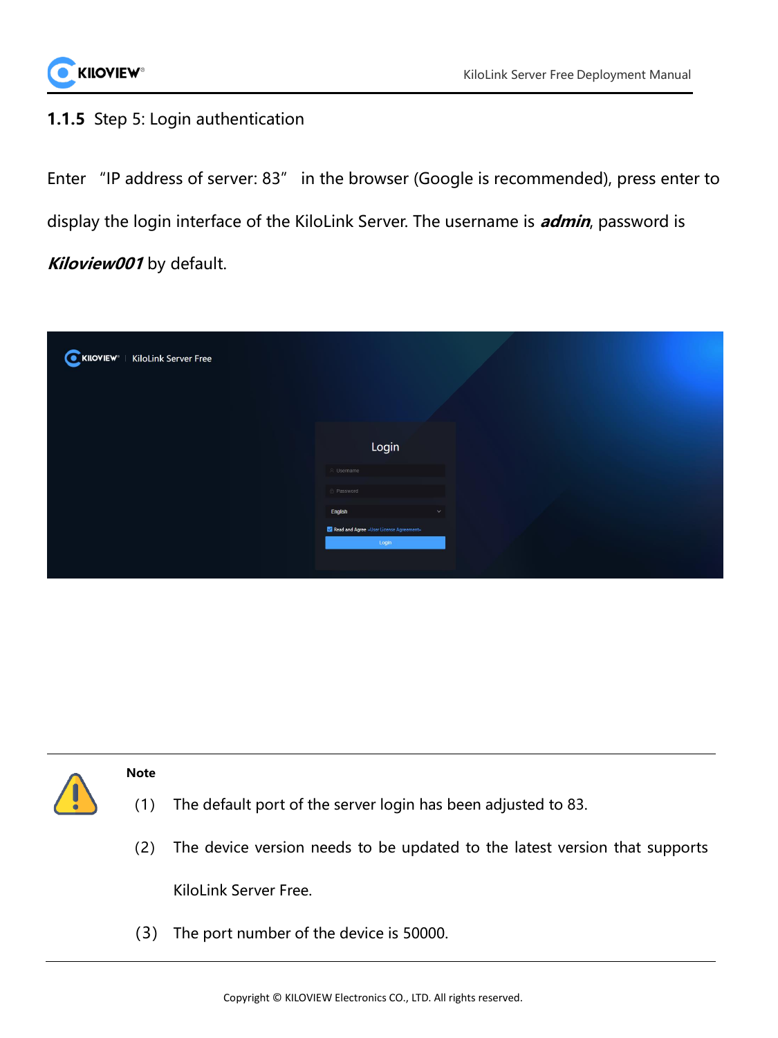### 1.1.5 Step 5: Login authentication

Enter "IP address of server: 83" in the browser (Google is recommended), press enter to display the login interface of the KiloLink Server. The username is ***admin***, password is ***Kiloview001*** by default.

**Note**

(1) The default port of the server login has been adjusted to 83.

(2) The device version needs to be updated to the latest version that supports KiloLink Server Free.

(3) The port number of the device is 50000.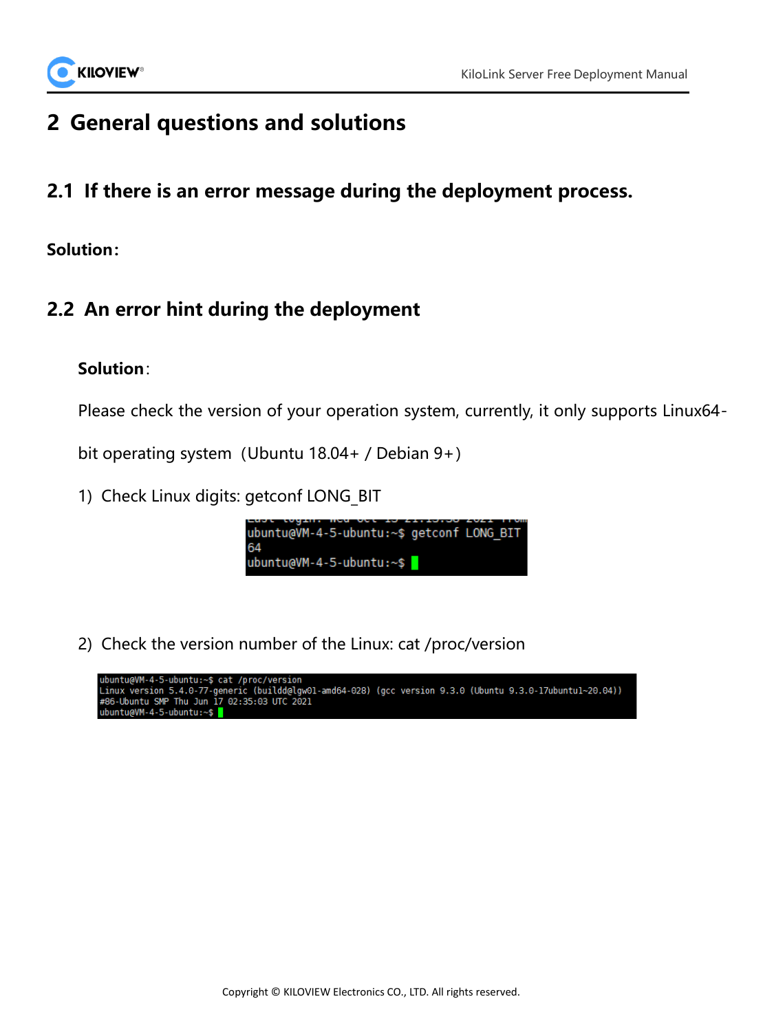# 2 General questions and solutions

## 2.1 If there is an error message during the deployment process.

**Solution:**

## 2.2 An error hint during the deployment

**Solution**:

Please check the version of your operation system, currently, it only supports Linux64-bit operating system (Ubuntu 18.04+ / Debian 9+)

1) Check Linux digits: getconf LONG_BIT

```
ubuntu@VM-4-5-ubuntu:~$ getconf LONG_BIT
64
ubuntu@VM-4-5-ubuntu:~$
```

2) Check the version number of the Linux: cat /proc/version

```
ubuntu@VM-4-5-ubuntu:~$ cat /proc/version
Linux version 5.4.0-77-generic (buildd@lgw01-amd64-028) (gcc version 9.3.0 (Ubuntu 9.3.0-17ubuntu1~20.04))
#86-Ubuntu SMP Thu Jun 17 02:35:03 UTC 2021
ubuntu@VM-4-5-ubuntu:~$
```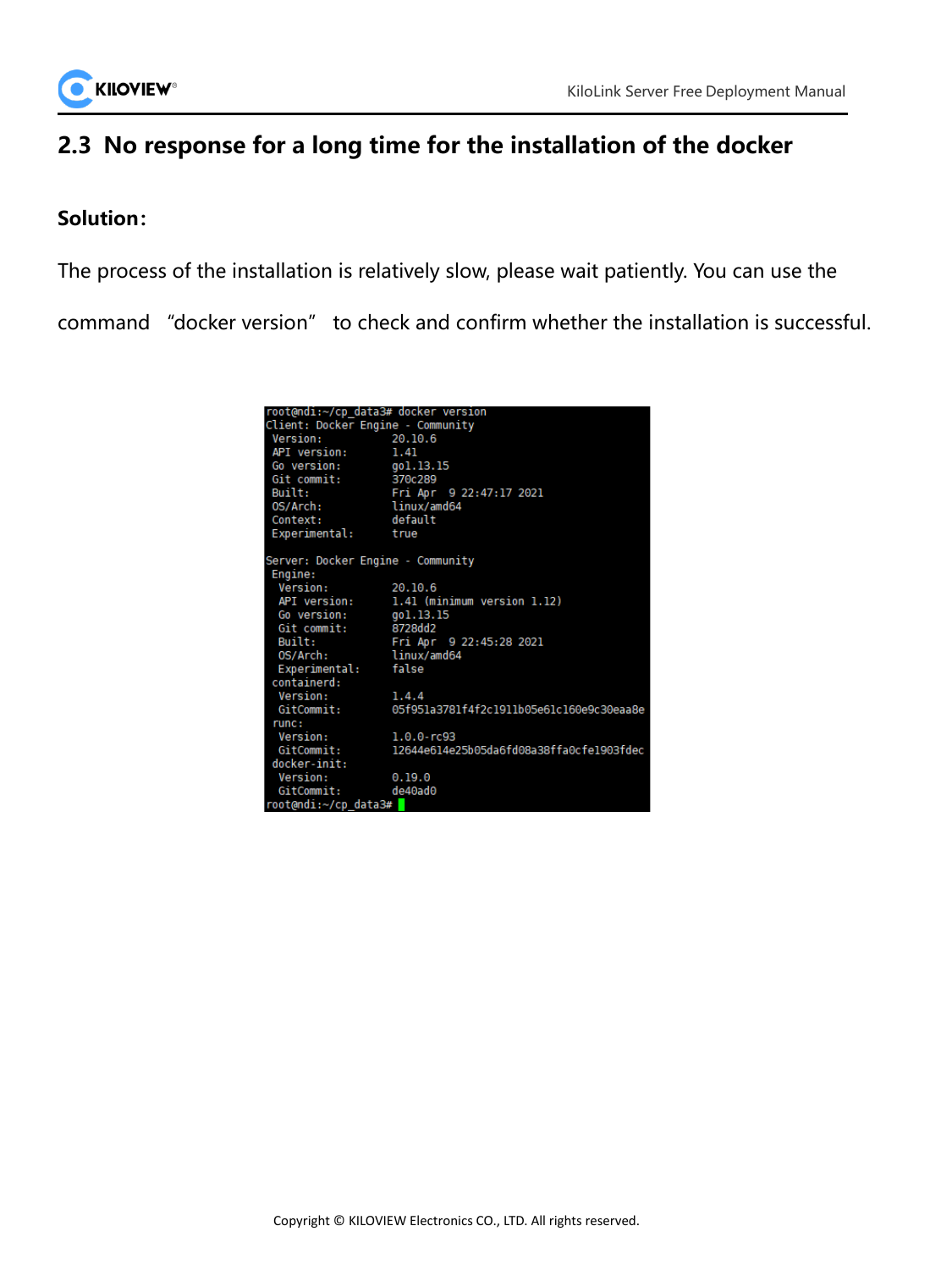## 2.3 No response for a long time for the installation of the docker

**Solution:**

The process of the installation is relatively slow, please wait patiently. You can use the command "docker version" to check and confirm whether the installation is successful.

```
root@ndi:~/cp_data3# docker version
Client: Docker Engine - Community
 Version:           20.10.6
 API version:       1.41
 Go version:        go1.13.15
 Git commit:        370c289
 Built:             Fri Apr  9 22:47:17 2021
 OS/Arch:           linux/amd64
 Context:           default
 Experimental:      true

Server: Docker Engine - Community
 Engine:
  Version:          20.10.6
  API version:      1.41 (minimum version 1.12)
  Go version:       go1.13.15
  Git commit:       8728dd2
  Built:            Fri Apr  9 22:45:28 2021
  OS/Arch:          linux/amd64
  Experimental:     false
 containerd:
  Version:          1.4.4
  GitCommit:        05f951a3781f4f2c1911b05e61c160e9c30eaa8e
 runc:
  Version:          1.0.0-rc93
  GitCommit:        12644e614e25b05da6fd08a38ffa0cfe1903fdec
 docker-init:
  Version:          0.19.0
  GitCommit:        de40ad0
root@ndi:~/cp_data3#
```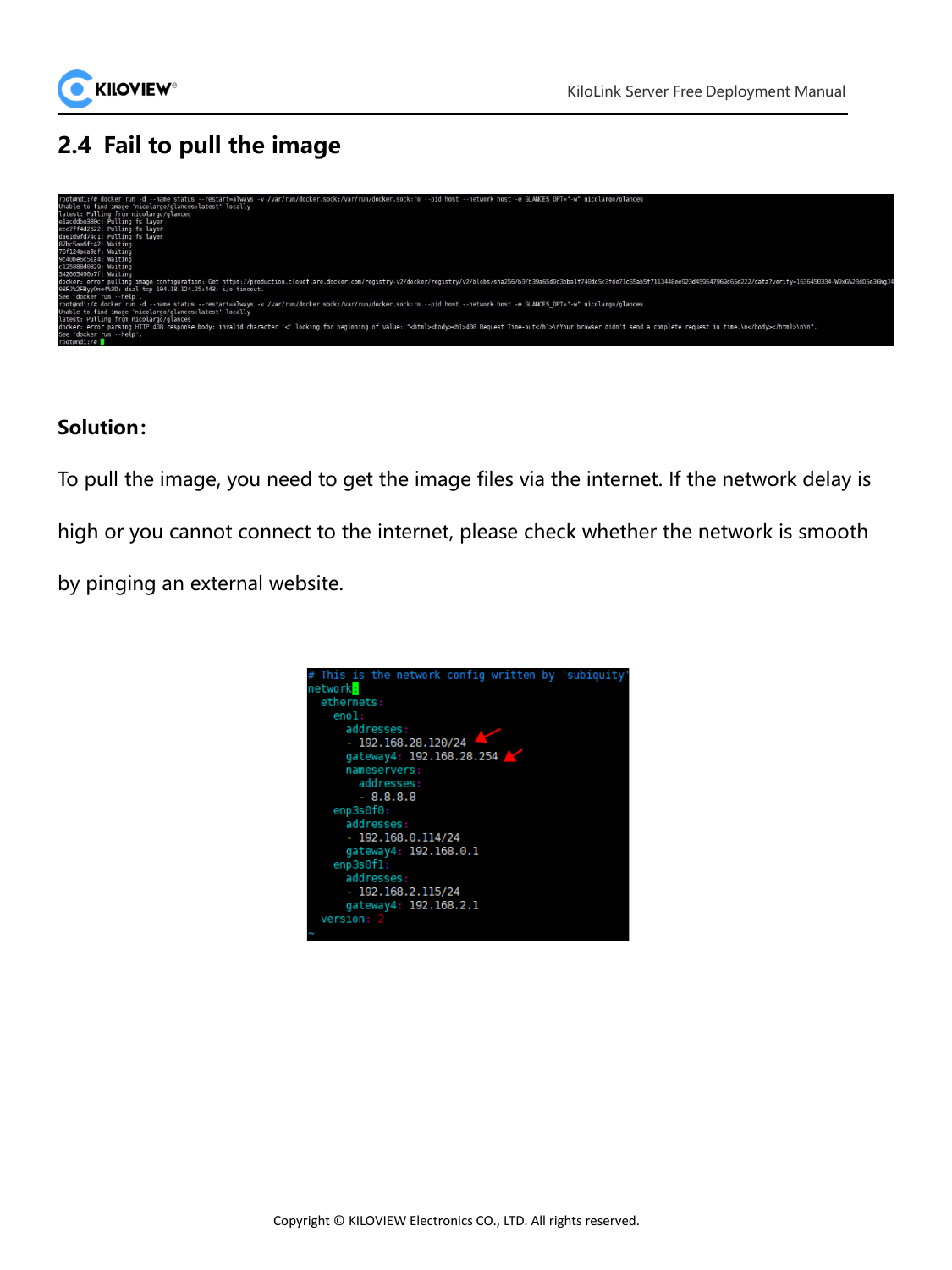## 2.4 Fail to pull the image

```
root@ndi:/# docker run -d --name status --restart=always -v /var/run/docker.sock:/var/run/docker.sock:ro --pid host --network host -e GLANCES_OPT="-w" nicolargo/glances
Unable to find image 'nicolargo/glances:latest' locally
latest: Pulling from nicolargo/glances
e1acddbe380c: Pulling fs layer
ecc7ff4d2622: Pulling fs layer
dae1d9fd74c1: Pulling fs layer
87bc5aa6fc42: Waiting
76f124aca9af: Waiting
9c40be0c51a4: Waiting
c125888d0329: Waiting
342665490b7f: Waiting
docker: error pulling image configuration: Get https://production.cloudflare.docker.com/registry-v2/docker/registry/v2/blobs/sha256/b3/b39a65d9d3bba1f740dd5c3fde71c65ab5f7113448ee923d459547969d65e222/data?verify=1636450334-W9xG%2Bd05e3GWgJ4
08F3%2FByyQno4%3D: dial tcp 104.18.124.25:443: i/o timeout.
See 'docker run --help'.
root@ndi:/# docker run -d --name status --restart=always -v /var/run/docker.sock:/var/run/docker.sock:ro --pid host --network host -e GLANCES_OPT="-w" nicolargo/glances
Unable to find image 'nicolargo/glances:latest' locally
latest: Pulling from nicolargo/glances
docker: error parsing HTTP 408 response body: invalid character '<' looking for beginning of value: "<html><body><h1>408 Request Time-out</h1>\nYour browser didn't send a complete request in time.\n</body></html>\n\n".
See 'docker run --help'.
root@ndi:/#
```

**Solution:**

To pull the image, you need to get the image files via the internet. If the network delay is high or you cannot connect to the internet, please check whether the network is smooth by pinging an external website.

```
# This is the network config written by 'subiquity'
network:
  ethernets:
    eno1:
      addresses:
      - 192.168.28.120/24
      gateway4: 192.168.28.254
      nameservers:
        addresses:
        - 8.8.8.8
    enp3s0f0:
      addresses:
      - 192.168.0.114/24
      gateway4: 192.168.0.1
    enp3s0f1:
      addresses:
      - 192.168.2.115/24
      gateway4: 192.168.2.1
  version: 2
```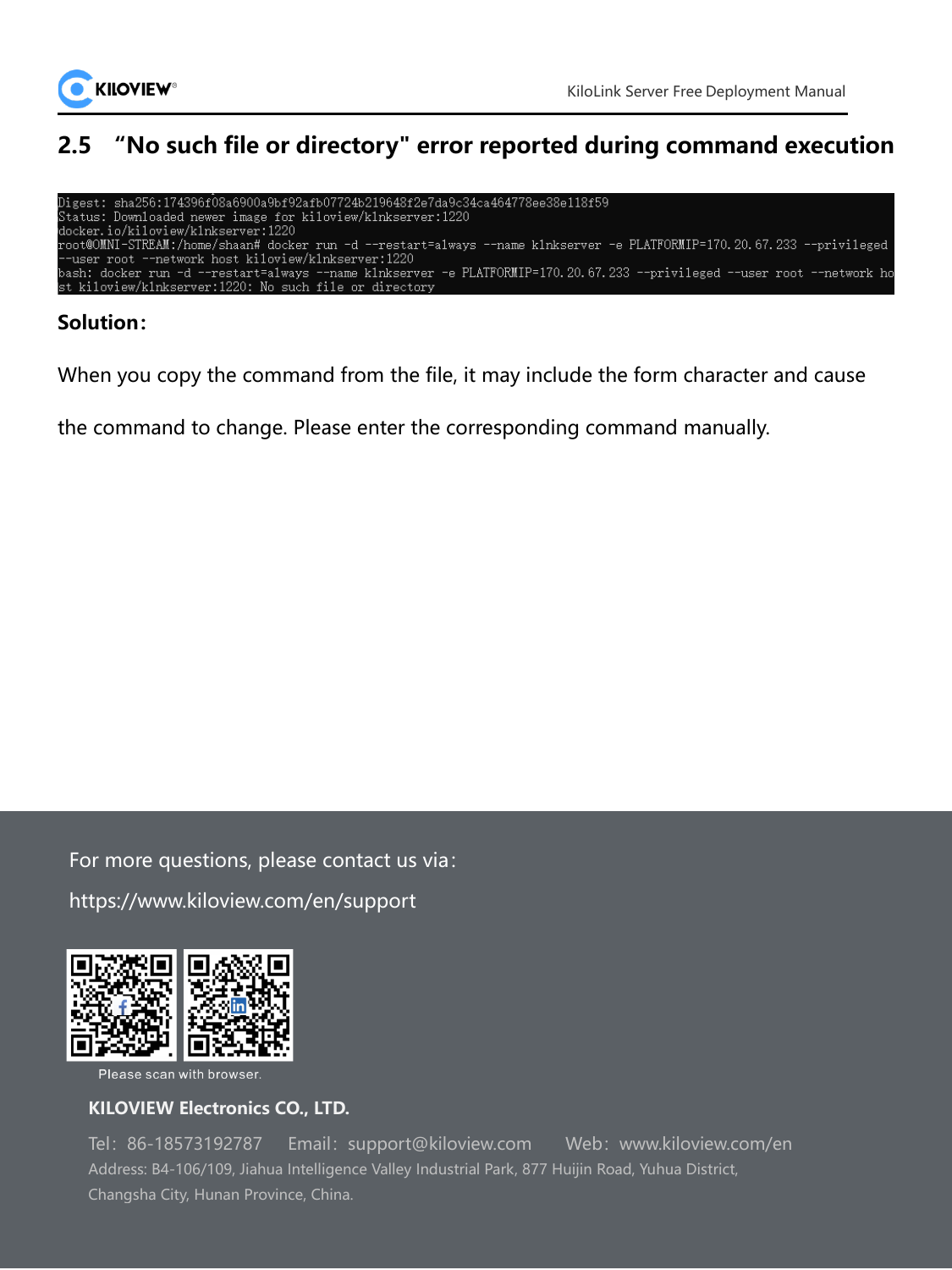## 2.5 “No such file or directory" error reported during command execution

```
Digest: sha256:174396f08a6900a9bf92afb07724b219648f2e7da9c34ca464778ee38e118f59
Status: Downloaded newer image for kiloview/klnkserver:1220
docker.io/kiloview/klnkserver:1220
root@OMNI-STREAM:/home/shaan# docker run -d --restart=always --name klnkserver -e PLATFORMIP=170.20.67.233 --privileged
--user root --network host kiloview/klnkserver:1220
bash: docker run -d --restart=always --name klnkserver -e PLATFORMIP=170.20.67.233 --privileged --user root --network ho
st kiloview/klnkserver:1220: No such file or directory
```

**Solution:**

When you copy the command from the file, it may include the form character and cause the command to change. Please enter the corresponding command manually.

For more questions, please contact us via:

https://www.kiloview.com/en/support

Please scan with browser.

**KILOVIEW Electronics CO., LTD.**

Tel：86-18573192787 Email：support@kiloview.com Web：www.kiloview.com/en

Address: B4-106/109, Jiahua Intelligence Valley Industrial Park, 877 Huijin Road, Yuhua District, Changsha City, Hunan Province, China.